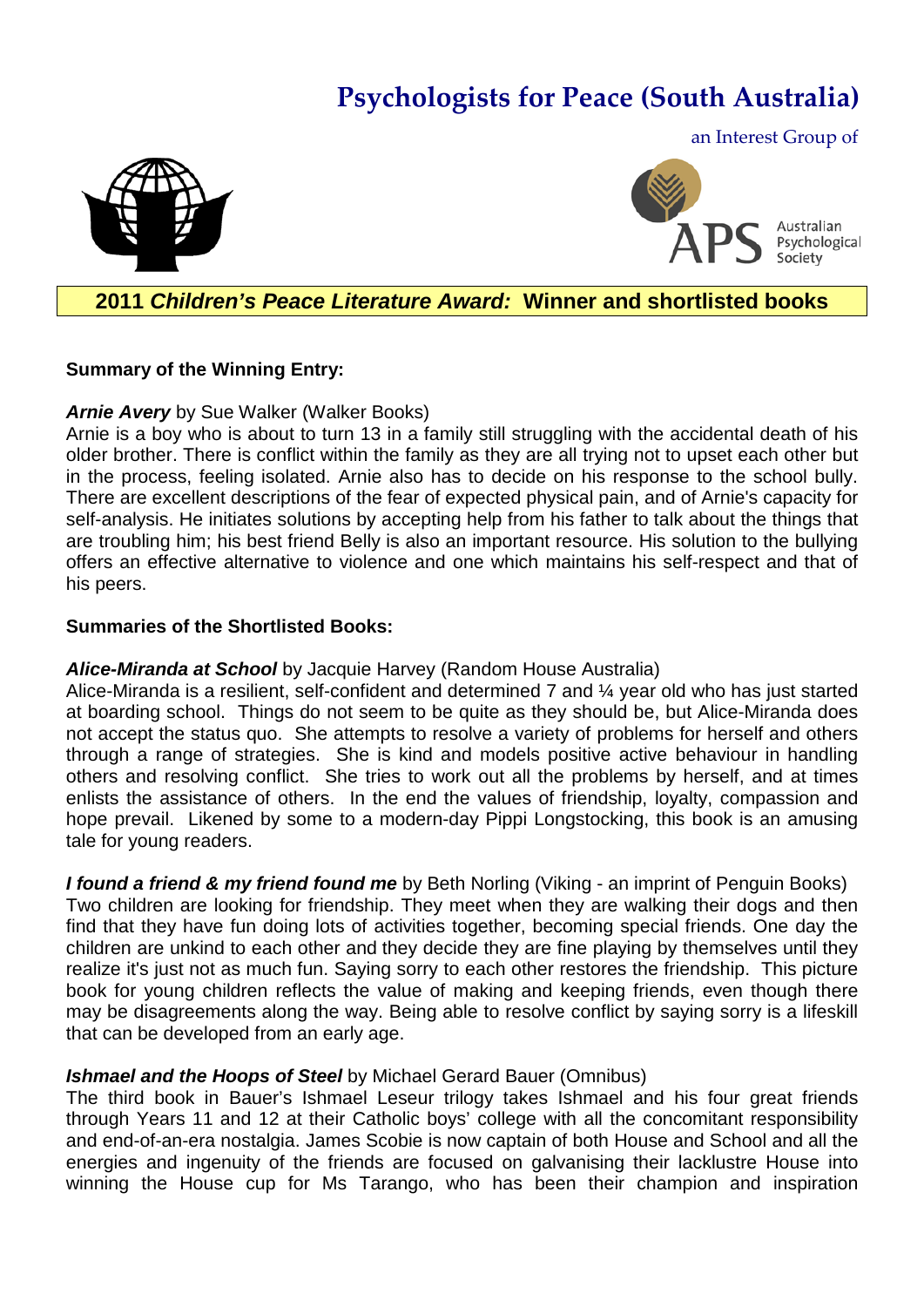# Psychologists for Peace (South Australia)

an Interest Group of

Australian Psychological Society

## 2011 *Children's Peace Literature Award:* Winner and shortlisted books

**Summary of the Winning Entry:**

***Arnie Avery*** by Sue Walker (Walker Books)
Arnie is a boy who is about to turn 13 in a family still struggling with the accidental death of his older brother. There is conflict within the family as they are all trying not to upset each other but in the process, feeling isolated. Arnie also has to decide on his response to the school bully. There are excellent descriptions of the fear of expected physical pain, and of Arnie's capacity for self-analysis. He initiates solutions by accepting help from his father to talk about the things that are troubling him; his best friend Belly is also an important resource. His solution to the bullying offers an effective alternative to violence and one which maintains his self-respect and that of his peers.

**Summaries of the Shortlisted Books:**

***Alice-Miranda at School*** by Jacquie Harvey (Random House Australia)
Alice-Miranda is a resilient, self-confident and determined 7 and ¼ year old who has just started at boarding school. Things do not seem to be quite as they should be, but Alice-Miranda does not accept the status quo. She attempts to resolve a variety of problems for herself and others through a range of strategies. She is kind and models positive active behaviour in handling others and resolving conflict. She tries to work out all the problems by herself, and at times enlists the assistance of others. In the end the values of friendship, loyalty, compassion and hope prevail. Likened by some to a modern-day Pippi Longstocking, this book is an amusing tale for young readers.

***I found a friend & my friend found me*** by Beth Norling (Viking - an imprint of Penguin Books)
Two children are looking for friendship. They meet when they are walking their dogs and then find that they have fun doing lots of activities together, becoming special friends. One day the children are unkind to each other and they decide they are fine playing by themselves until they realize it's just not as much fun. Saying sorry to each other restores the friendship. This picture book for young children reflects the value of making and keeping friends, even though there may be disagreements along the way. Being able to resolve conflict by saying sorry is a lifeskill that can be developed from an early age.

***Ishmael and the Hoops of Steel*** by Michael Gerard Bauer (Omnibus)
The third book in Bauer's Ishmael Leseur trilogy takes Ishmael and his four great friends through Years 11 and 12 at their Catholic boys' college with all the concomitant responsibility and end-of-an-era nostalgia. James Scobie is now captain of both House and School and all the energies and ingenuity of the friends are focused on galvanising their lacklustre House into winning the House cup for Ms Tarango, who has been their champion and inspiration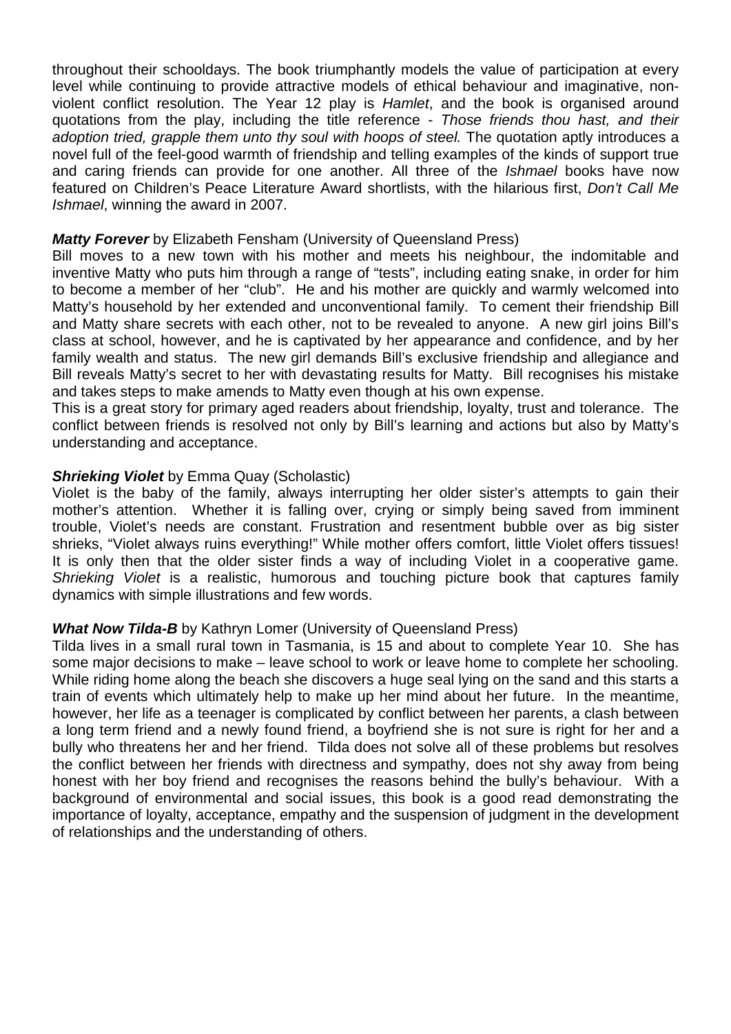throughout their schooldays. The book triumphantly models the value of participation at every level while continuing to provide attractive models of ethical behaviour and imaginative, non-violent conflict resolution. The Year 12 play is *Hamlet*, and the book is organised around quotations from the play, including the title reference - *Those friends thou hast, and their adoption tried, grapple them unto thy soul with hoops of steel.* The quotation aptly introduces a novel full of the feel-good warmth of friendship and telling examples of the kinds of support true and caring friends can provide for one another. All three of the *Ishmael* books have now featured on Children's Peace Literature Award shortlists, with the hilarious first, *Don't Call Me Ishmael*, winning the award in 2007.

***Matty Forever*** by Elizabeth Fensham (University of Queensland Press)

Bill moves to a new town with his mother and meets his neighbour, the indomitable and inventive Matty who puts him through a range of "tests", including eating snake, in order for him to become a member of her "club". He and his mother are quickly and warmly welcomed into Matty's household by her extended and unconventional family. To cement their friendship Bill and Matty share secrets with each other, not to be revealed to anyone. A new girl joins Bill's class at school, however, and he is captivated by her appearance and confidence, and by her family wealth and status. The new girl demands Bill's exclusive friendship and allegiance and Bill reveals Matty's secret to her with devastating results for Matty. Bill recognises his mistake and takes steps to make amends to Matty even though at his own expense.

This is a great story for primary aged readers about friendship, loyalty, trust and tolerance. The conflict between friends is resolved not only by Bill's learning and actions but also by Matty's understanding and acceptance.

***Shrieking Violet*** by Emma Quay (Scholastic)

Violet is the baby of the family, always interrupting her older sister's attempts to gain their mother's attention. Whether it is falling over, crying or simply being saved from imminent trouble, Violet's needs are constant. Frustration and resentment bubble over as big sister shrieks, "Violet always ruins everything!" While mother offers comfort, little Violet offers tissues! It is only then that the older sister finds a way of including Violet in a cooperative game. *Shrieking Violet* is a realistic, humorous and touching picture book that captures family dynamics with simple illustrations and few words.

***What Now Tilda-B*** by Kathryn Lomer (University of Queensland Press)

Tilda lives in a small rural town in Tasmania, is 15 and about to complete Year 10. She has some major decisions to make – leave school to work or leave home to complete her schooling. While riding home along the beach she discovers a huge seal lying on the sand and this starts a train of events which ultimately help to make up her mind about her future. In the meantime, however, her life as a teenager is complicated by conflict between her parents, a clash between a long term friend and a newly found friend, a boyfriend she is not sure is right for her and a bully who threatens her and her friend. Tilda does not solve all of these problems but resolves the conflict between her friends with directness and sympathy, does not shy away from being honest with her boy friend and recognises the reasons behind the bully's behaviour. With a background of environmental and social issues, this book is a good read demonstrating the importance of loyalty, acceptance, empathy and the suspension of judgment in the development of relationships and the understanding of others.